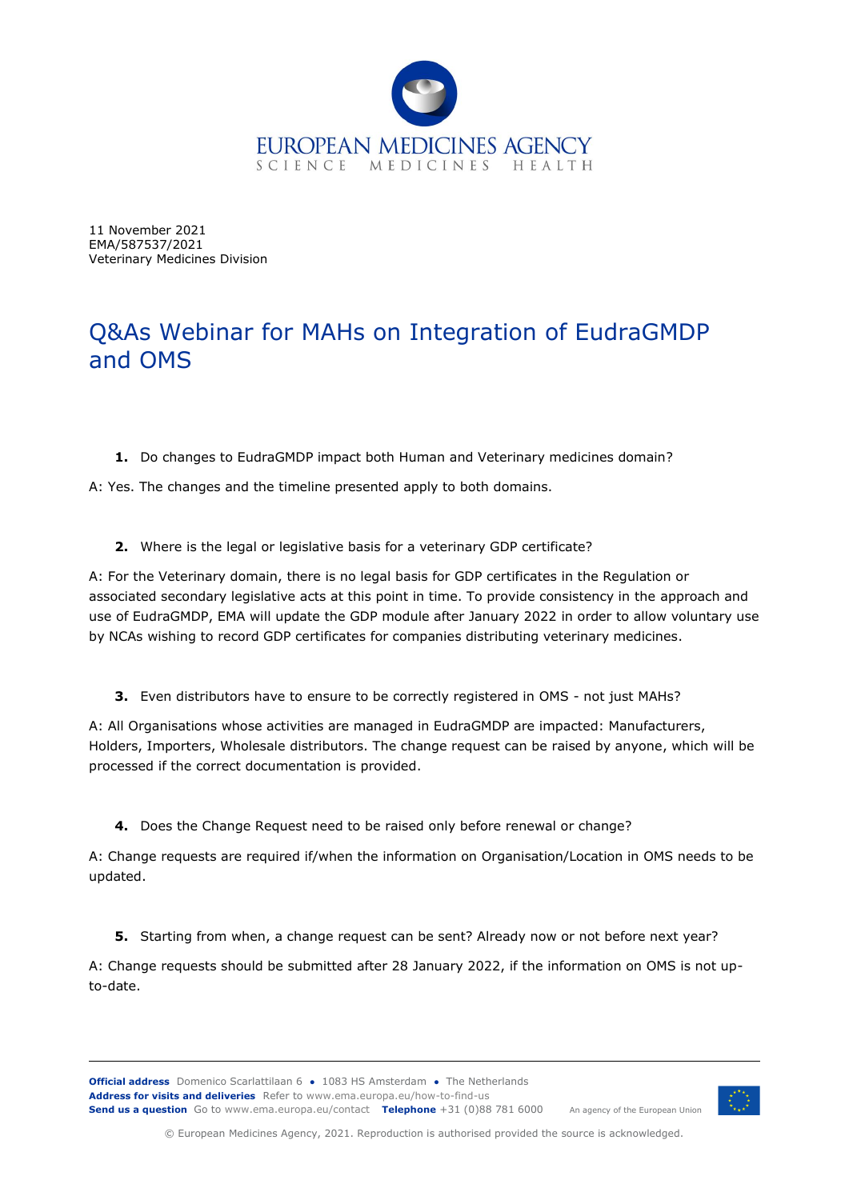11 November 2021
EMA/587537/2021
Veterinary Medicines Division

# Q&As Webinar for MAHs on Integration of EudraGMDP and OMS

1. **Do changes to EudraGMDP impact both Human and Veterinary medicines domain?**

A: Yes. The changes and the timeline presented apply to both domains.

2. **Where is the legal or legislative basis for a veterinary GDP certificate?**

A: For the Veterinary domain, there is no legal basis for GDP certificates in the Regulation or associated secondary legislative acts at this point in time. To provide consistency in the approach and use of EudraGMDP, EMA will update the GDP module after January 2022 in order to allow voluntary use by NCAs wishing to record GDP certificates for companies distributing veterinary medicines.

3. **Even distributors have to ensure to be correctly registered in OMS - not just MAHs?**

A: All Organisations whose activities are managed in EudraGMDP are impacted: Manufacturers, Holders, Importers, Wholesale distributors. The change request can be raised by anyone, which will be processed if the correct documentation is provided.

4. **Does the Change Request need to be raised only before renewal or change?**

A: Change requests are required if/when the information on Organisation/Location in OMS needs to be updated.

5. **Starting from when, a change request can be sent? Already now or not before next year?**

A: Change requests should be submitted after 28 January 2022, if the information on OMS is not up-to-date.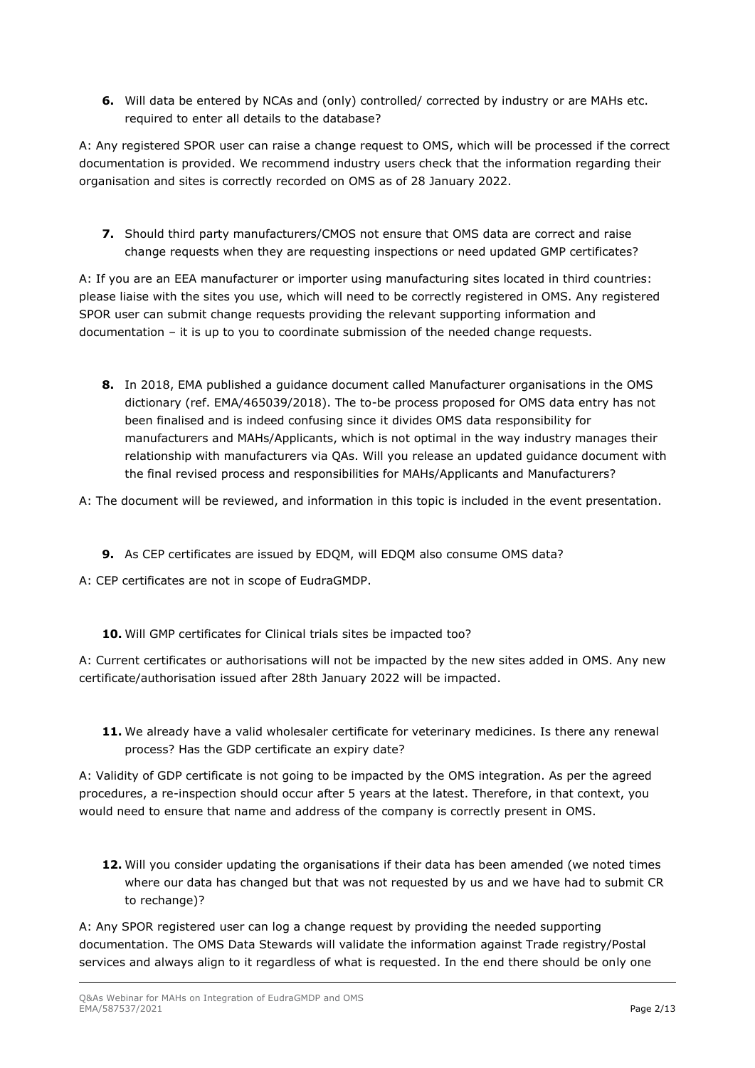**6.** Will data be entered by NCAs and (only) controlled/ corrected by industry or are MAHs etc. required to enter all details to the database?

A: Any registered SPOR user can raise a change request to OMS, which will be processed if the correct documentation is provided. We recommend industry users check that the information regarding their organisation and sites is correctly recorded on OMS as of 28 January 2022.

**7.** Should third party manufacturers/CMOS not ensure that OMS data are correct and raise change requests when they are requesting inspections or need updated GMP certificates?

A: If you are an EEA manufacturer or importer using manufacturing sites located in third countries: please liaise with the sites you use, which will need to be correctly registered in OMS. Any registered SPOR user can submit change requests providing the relevant supporting information and documentation – it is up to you to coordinate submission of the needed change requests.

**8.** In 2018, EMA published a guidance document called Manufacturer organisations in the OMS dictionary (ref. EMA/465039/2018). The to-be process proposed for OMS data entry has not been finalised and is indeed confusing since it divides OMS data responsibility for manufacturers and MAHs/Applicants, which is not optimal in the way industry manages their relationship with manufacturers via QAs. Will you release an updated guidance document with the final revised process and responsibilities for MAHs/Applicants and Manufacturers?

A: The document will be reviewed, and information in this topic is included in the event presentation.

**9.** As CEP certificates are issued by EDQM, will EDQM also consume OMS data?

A: CEP certificates are not in scope of EudraGMDP.

**10.** Will GMP certificates for Clinical trials sites be impacted too?

A: Current certificates or authorisations will not be impacted by the new sites added in OMS. Any new certificate/authorisation issued after 28th January 2022 will be impacted.

**11.** We already have a valid wholesaler certificate for veterinary medicines. Is there any renewal process? Has the GDP certificate an expiry date?

A: Validity of GDP certificate is not going to be impacted by the OMS integration. As per the agreed procedures, a re-inspection should occur after 5 years at the latest. Therefore, in that context, you would need to ensure that name and address of the company is correctly present in OMS.

**12.** Will you consider updating the organisations if their data has been amended (we noted times where our data has changed but that was not requested by us and we have had to submit CR to rechange)?

A: Any SPOR registered user can log a change request by providing the needed supporting documentation. The OMS Data Stewards will validate the information against Trade registry/Postal services and always align to it regardless of what is requested. In the end there should be only one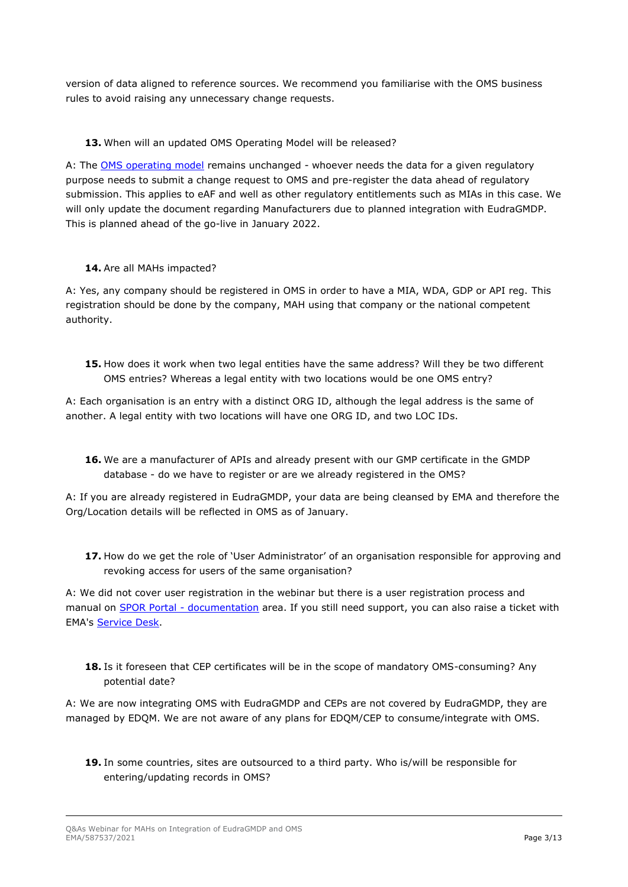version of data aligned to reference sources. We recommend you familiarise with the OMS business rules to avoid raising any unnecessary change requests.

**13.** When will an updated OMS Operating Model will be released?

A: The [OMS operating model](#) remains unchanged - whoever needs the data for a given regulatory purpose needs to submit a change request to OMS and pre-register the data ahead of regulatory submission. This applies to eAF and well as other regulatory entitlements such as MIAs in this case. We will only update the document regarding Manufacturers due to planned integration with EudraGMDP. This is planned ahead of the go-live in January 2022.

**14.** Are all MAHs impacted?

A: Yes, any company should be registered in OMS in order to have a MIA, WDA, GDP or API reg. This registration should be done by the company, MAH using that company or the national competent authority.

**15.** How does it work when two legal entities have the same address? Will they be two different OMS entries? Whereas a legal entity with two locations would be one OMS entry?

A: Each organisation is an entry with a distinct ORG ID, although the legal address is the same of another. A legal entity with two locations will have one ORG ID, and two LOC IDs.

**16.** We are a manufacturer of APIs and already present with our GMP certificate in the GMDP database - do we have to register or are we already registered in the OMS?

A: If you are already registered in EudraGMDP, your data are being cleansed by EMA and therefore the Org/Location details will be reflected in OMS as of January.

**17.** How do we get the role of 'User Administrator' of an organisation responsible for approving and revoking access for users of the same organisation?

A: We did not cover user registration in the webinar but there is a user registration process and manual on [SPOR Portal - documentation](#) area. If you still need support, you can also raise a ticket with EMA's [Service Desk](#).

**18.** Is it foreseen that CEP certificates will be in the scope of mandatory OMS-consuming? Any potential date?

A: We are now integrating OMS with EudraGMDP and CEPs are not covered by EudraGMDP, they are managed by EDQM. We are not aware of any plans for EDQM/CEP to consume/integrate with OMS.

**19.** In some countries, sites are outsourced to a third party. Who is/will be responsible for entering/updating records in OMS?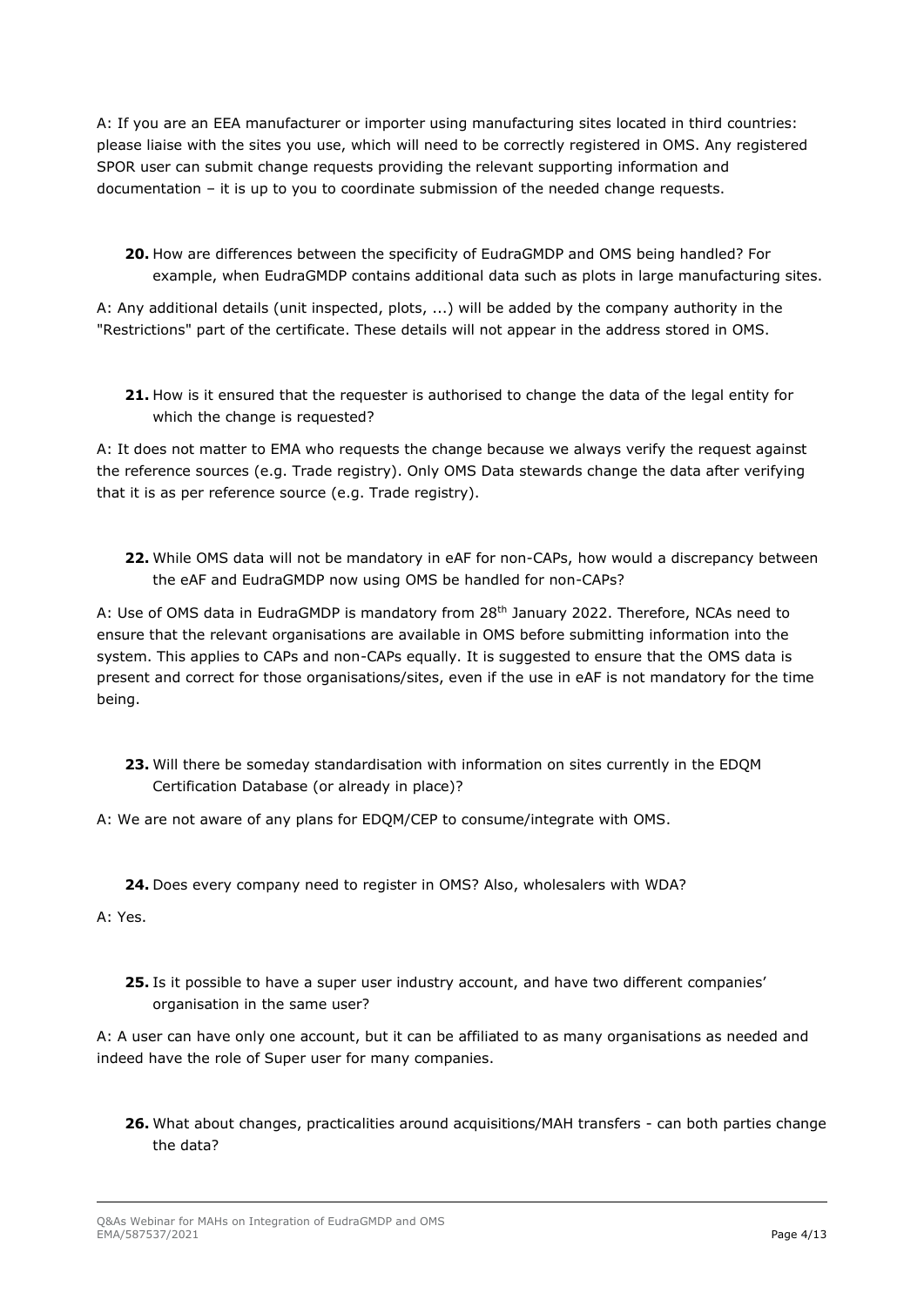A: If you are an EEA manufacturer or importer using manufacturing sites located in third countries: please liaise with the sites you use, which will need to be correctly registered in OMS. Any registered SPOR user can submit change requests providing the relevant supporting information and documentation – it is up to you to coordinate submission of the needed change requests.

20. How are differences between the specificity of EudraGMDP and OMS being handled? For example, when EudraGMDP contains additional data such as plots in large manufacturing sites.

A: Any additional details (unit inspected, plots, ...) will be added by the company authority in the "Restrictions" part of the certificate. These details will not appear in the address stored in OMS.

21. How is it ensured that the requester is authorised to change the data of the legal entity for which the change is requested?

A: It does not matter to EMA who requests the change because we always verify the request against the reference sources (e.g. Trade registry). Only OMS Data stewards change the data after verifying that it is as per reference source (e.g. Trade registry).

22. While OMS data will not be mandatory in eAF for non-CAPs, how would a discrepancy between the eAF and EudraGMDP now using OMS be handled for non-CAPs?

A: Use of OMS data in EudraGMDP is mandatory from 28th January 2022. Therefore, NCAs need to ensure that the relevant organisations are available in OMS before submitting information into the system. This applies to CAPs and non-CAPs equally. It is suggested to ensure that the OMS data is present and correct for those organisations/sites, even if the use in eAF is not mandatory for the time being.

23. Will there be someday standardisation with information on sites currently in the EDQM Certification Database (or already in place)?

A: We are not aware of any plans for EDQM/CEP to consume/integrate with OMS.

24. Does every company need to register in OMS? Also, wholesalers with WDA?

A: Yes.

25. Is it possible to have a super user industry account, and have two different companies' organisation in the same user?

A: A user can have only one account, but it can be affiliated to as many organisations as needed and indeed have the role of Super user for many companies.

26. What about changes, practicalities around acquisitions/MAH transfers - can both parties change the data?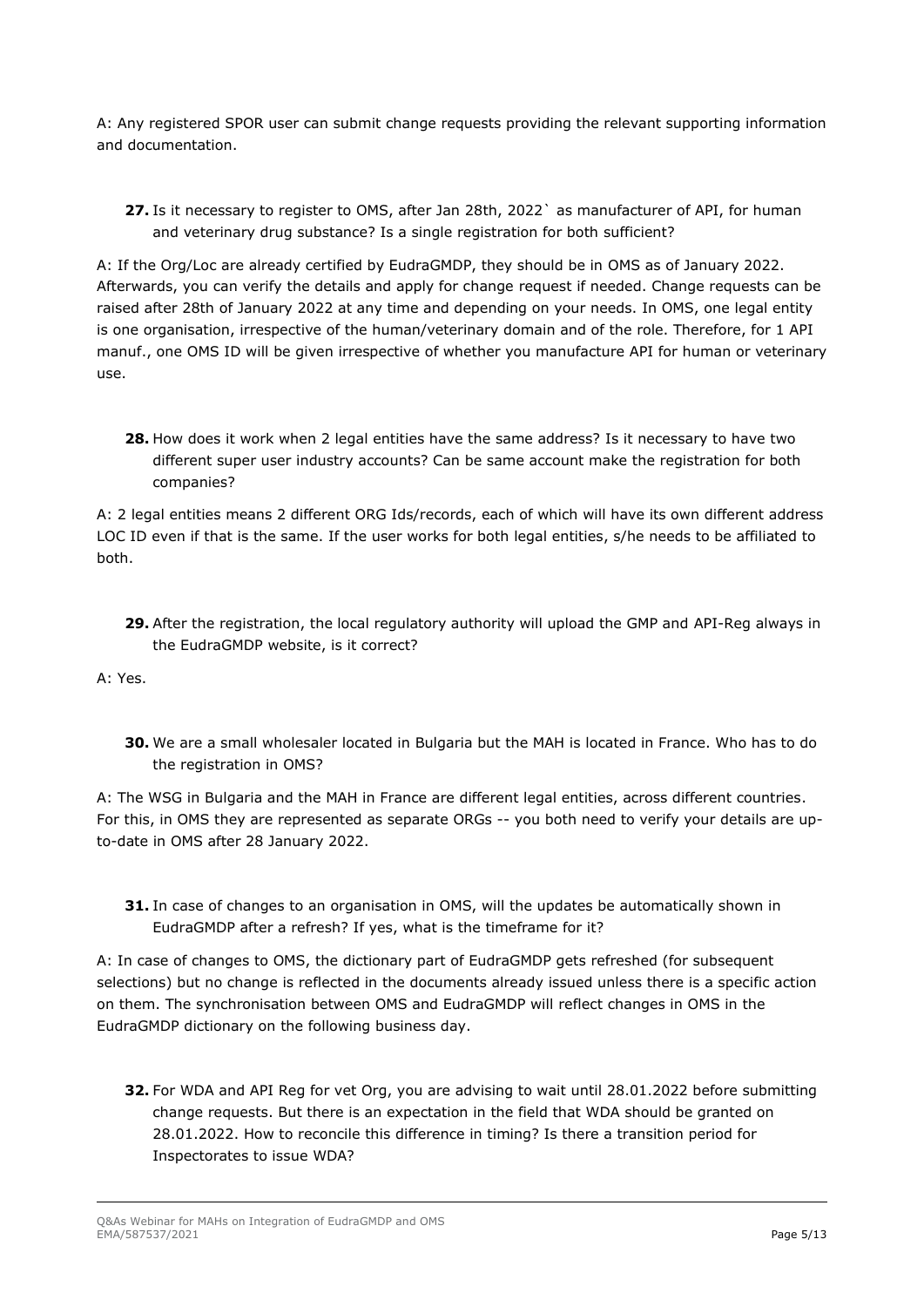A: Any registered SPOR user can submit change requests providing the relevant supporting information and documentation.

27. Is it necessary to register to OMS, after Jan 28th, 2022` as manufacturer of API, for human and veterinary drug substance? Is a single registration for both sufficient?

A: If the Org/Loc are already certified by EudraGMDP, they should be in OMS as of January 2022. Afterwards, you can verify the details and apply for change request if needed. Change requests can be raised after 28th of January 2022 at any time and depending on your needs. In OMS, one legal entity is one organisation, irrespective of the human/veterinary domain and of the role. Therefore, for 1 API manuf., one OMS ID will be given irrespective of whether you manufacture API for human or veterinary use.

28. How does it work when 2 legal entities have the same address? Is it necessary to have two different super user industry accounts? Can be same account make the registration for both companies?

A: 2 legal entities means 2 different ORG Ids/records, each of which will have its own different address LOC ID even if that is the same. If the user works for both legal entities, s/he needs to be affiliated to both.

29. After the registration, the local regulatory authority will upload the GMP and API-Reg always in the EudraGMDP website, is it correct?

A: Yes.

30. We are a small wholesaler located in Bulgaria but the MAH is located in France. Who has to do the registration in OMS?

A: The WSG in Bulgaria and the MAH in France are different legal entities, across different countries. For this, in OMS they are represented as separate ORGs -- you both need to verify your details are up-to-date in OMS after 28 January 2022.

31. In case of changes to an organisation in OMS, will the updates be automatically shown in EudraGMDP after a refresh? If yes, what is the timeframe for it?

A: In case of changes to OMS, the dictionary part of EudraGMDP gets refreshed (for subsequent selections) but no change is reflected in the documents already issued unless there is a specific action on them. The synchronisation between OMS and EudraGMDP will reflect changes in OMS in the EudraGMDP dictionary on the following business day.

32. For WDA and API Reg for vet Org, you are advising to wait until 28.01.2022 before submitting change requests. But there is an expectation in the field that WDA should be granted on 28.01.2022. How to reconcile this difference in timing? Is there a transition period for Inspectorates to issue WDA?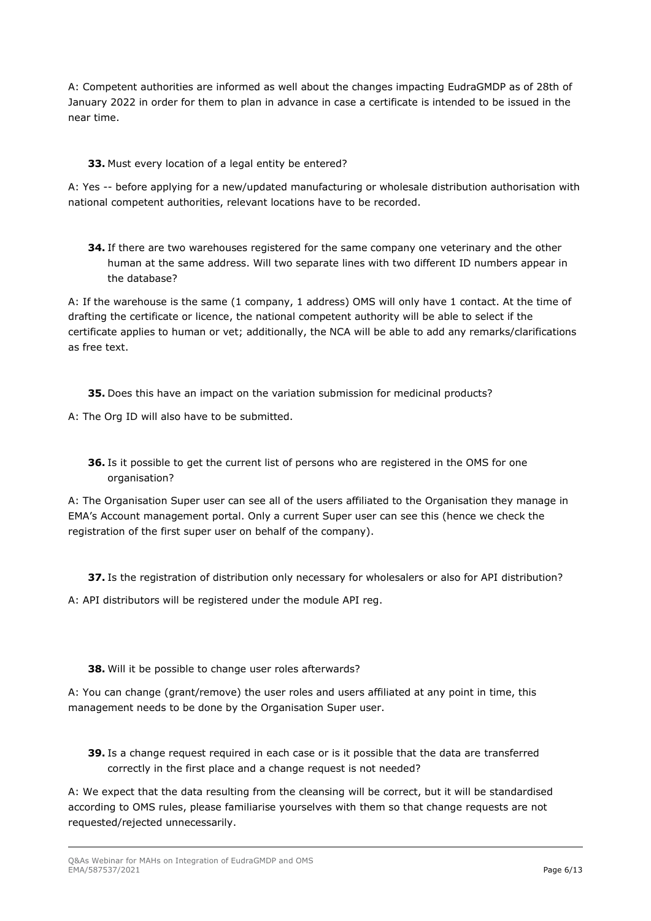A: Competent authorities are informed as well about the changes impacting EudraGMDP as of 28th of January 2022 in order for them to plan in advance in case a certificate is intended to be issued in the near time.

**33.** Must every location of a legal entity be entered?

A: Yes -- before applying for a new/updated manufacturing or wholesale distribution authorisation with national competent authorities, relevant locations have to be recorded.

**34.** If there are two warehouses registered for the same company one veterinary and the other human at the same address. Will two separate lines with two different ID numbers appear in the database?

A: If the warehouse is the same (1 company, 1 address) OMS will only have 1 contact. At the time of drafting the certificate or licence, the national competent authority will be able to select if the certificate applies to human or vet; additionally, the NCA will be able to add any remarks/clarifications as free text.

**35.** Does this have an impact on the variation submission for medicinal products?

A: The Org ID will also have to be submitted.

**36.** Is it possible to get the current list of persons who are registered in the OMS for one organisation?

A: The Organisation Super user can see all of the users affiliated to the Organisation they manage in EMA's Account management portal. Only a current Super user can see this (hence we check the registration of the first super user on behalf of the company).

**37.** Is the registration of distribution only necessary for wholesalers or also for API distribution?

A: API distributors will be registered under the module API reg.

**38.** Will it be possible to change user roles afterwards?

A: You can change (grant/remove) the user roles and users affiliated at any point in time, this management needs to be done by the Organisation Super user.

**39.** Is a change request required in each case or is it possible that the data are transferred correctly in the first place and a change request is not needed?

A: We expect that the data resulting from the cleansing will be correct, but it will be standardised according to OMS rules, please familiarise yourselves with them so that change requests are not requested/rejected unnecessarily.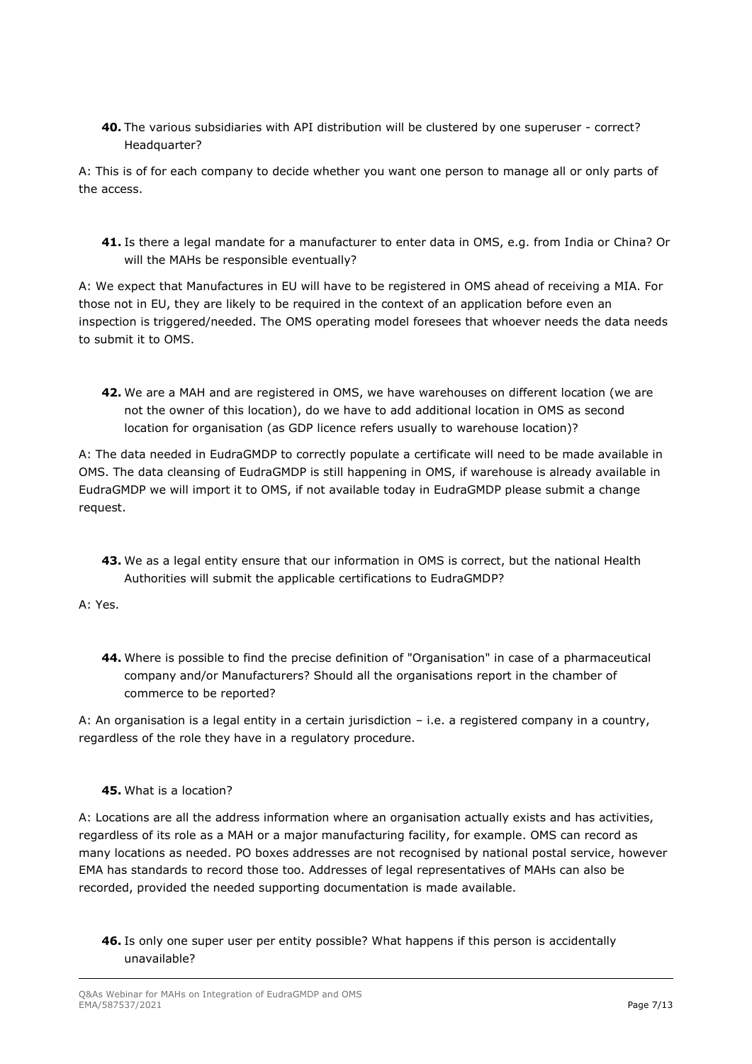**40.** The various subsidiaries with API distribution will be clustered by one superuser - correct? Headquarter?

A: This is of for each company to decide whether you want one person to manage all or only parts of the access.

**41.** Is there a legal mandate for a manufacturer to enter data in OMS, e.g. from India or China? Or will the MAHs be responsible eventually?

A: We expect that Manufactures in EU will have to be registered in OMS ahead of receiving a MIA. For those not in EU, they are likely to be required in the context of an application before even an inspection is triggered/needed. The OMS operating model foresees that whoever needs the data needs to submit it to OMS.

**42.** We are a MAH and are registered in OMS, we have warehouses on different location (we are not the owner of this location), do we have to add additional location in OMS as second location for organisation (as GDP licence refers usually to warehouse location)?

A: The data needed in EudraGMDP to correctly populate a certificate will need to be made available in OMS. The data cleansing of EudraGMDP is still happening in OMS, if warehouse is already available in EudraGMDP we will import it to OMS, if not available today in EudraGMDP please submit a change request.

**43.** We as a legal entity ensure that our information in OMS is correct, but the national Health Authorities will submit the applicable certifications to EudraGMDP?

A: Yes.

**44.** Where is possible to find the precise definition of "Organisation" in case of a pharmaceutical company and/or Manufacturers? Should all the organisations report in the chamber of commerce to be reported?

A: An organisation is a legal entity in a certain jurisdiction – i.e. a registered company in a country, regardless of the role they have in a regulatory procedure.

**45.** What is a location?

A: Locations are all the address information where an organisation actually exists and has activities, regardless of its role as a MAH or a major manufacturing facility, for example. OMS can record as many locations as needed. PO boxes addresses are not recognised by national postal service, however EMA has standards to record those too. Addresses of legal representatives of MAHs can also be recorded, provided the needed supporting documentation is made available.

**46.** Is only one super user per entity possible? What happens if this person is accidentally unavailable?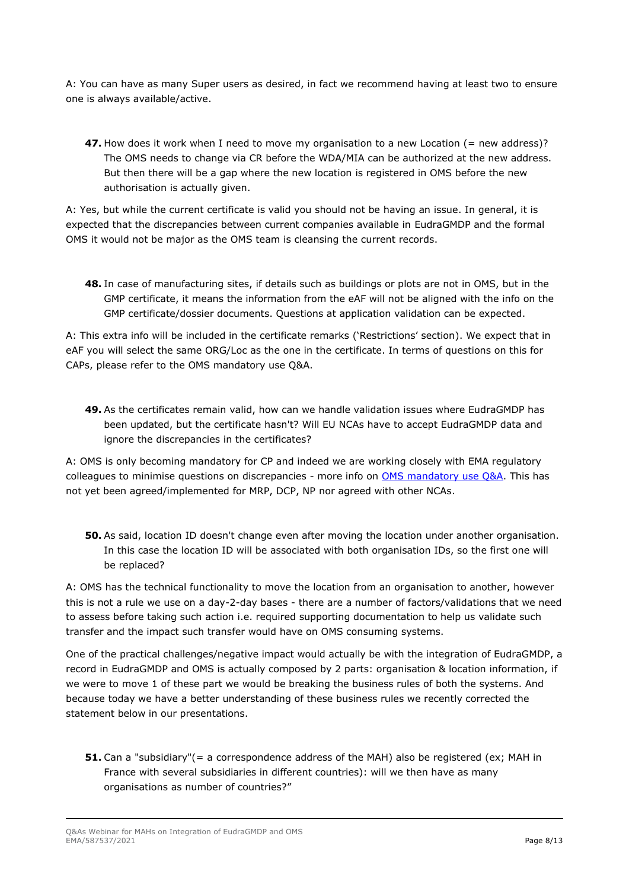A: You can have as many Super users as desired, in fact we recommend having at least two to ensure one is always available/active.

47. How does it work when I need to move my organisation to a new Location (= new address)? The OMS needs to change via CR before the WDA/MIA can be authorized at the new address. But then there will be a gap where the new location is registered in OMS before the new authorisation is actually given.

A: Yes, but while the current certificate is valid you should not be having an issue. In general, it is expected that the discrepancies between current companies available in EudraGMDP and the formal OMS it would not be major as the OMS team is cleansing the current records.

48. In case of manufacturing sites, if details such as buildings or plots are not in OMS, but in the GMP certificate, it means the information from the eAF will not be aligned with the info on the GMP certificate/dossier documents. Questions at application validation can be expected.

A: This extra info will be included in the certificate remarks ('Restrictions' section). We expect that in eAF you will select the same ORG/Loc as the one in the certificate. In terms of questions on this for CAPs, please refer to the OMS mandatory use Q&A.

49. As the certificates remain valid, how can we handle validation issues where EudraGMDP has been updated, but the certificate hasn't? Will EU NCAs have to accept EudraGMDP data and ignore the discrepancies in the certificates?

A: OMS is only becoming mandatory for CP and indeed we are working closely with EMA regulatory colleagues to minimise questions on discrepancies - more info on OMS mandatory use Q&A. This has not yet been agreed/implemented for MRP, DCP, NP nor agreed with other NCAs.

50. As said, location ID doesn't change even after moving the location under another organisation. In this case the location ID will be associated with both organisation IDs, so the first one will be replaced?

A: OMS has the technical functionality to move the location from an organisation to another, however this is not a rule we use on a day-2-day bases - there are a number of factors/validations that we need to assess before taking such action i.e. required supporting documentation to help us validate such transfer and the impact such transfer would have on OMS consuming systems.

One of the practical challenges/negative impact would actually be with the integration of EudraGMDP, a record in EudraGMDP and OMS is actually composed by 2 parts: organisation & location information, if we were to move 1 of these part we would be breaking the business rules of both the systems. And because today we have a better understanding of these business rules we recently corrected the statement below in our presentations.

51. Can a "subsidiary"(= a correspondence address of the MAH) also be registered (ex; MAH in France with several subsidiaries in different countries): will we then have as many organisations as number of countries?"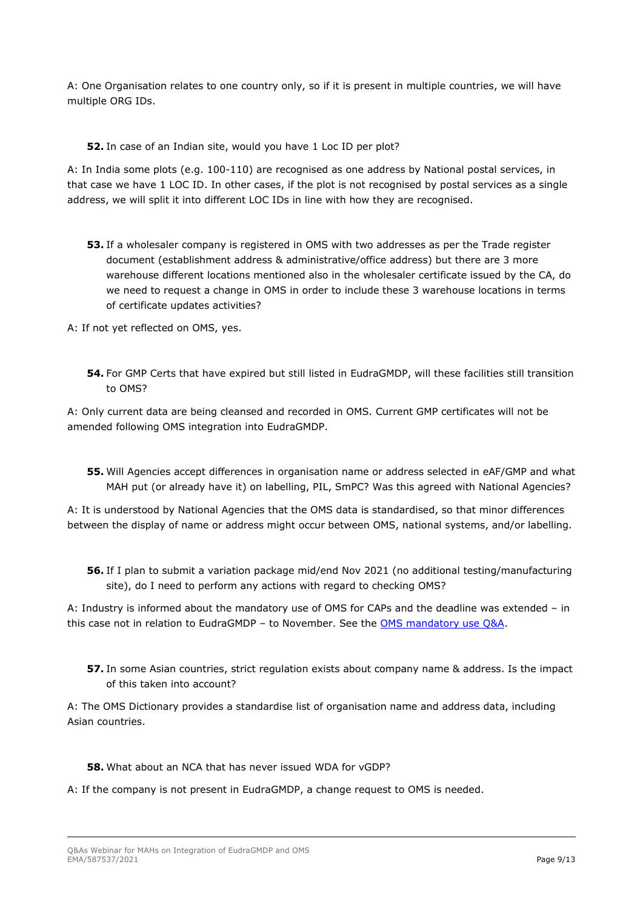A: One Organisation relates to one country only, so if it is present in multiple countries, we will have multiple ORG IDs.

**52.** In case of an Indian site, would you have 1 Loc ID per plot?

A: In India some plots (e.g. 100-110) are recognised as one address by National postal services, in that case we have 1 LOC ID. In other cases, if the plot is not recognised by postal services as a single address, we will split it into different LOC IDs in line with how they are recognised.

**53.** If a wholesaler company is registered in OMS with two addresses as per the Trade register document (establishment address & administrative/office address) but there are 3 more warehouse different locations mentioned also in the wholesaler certificate issued by the CA, do we need to request a change in OMS in order to include these 3 warehouse locations in terms of certificate updates activities?

A: If not yet reflected on OMS, yes.

**54.** For GMP Certs that have expired but still listed in EudraGMDP, will these facilities still transition to OMS?

A: Only current data are being cleansed and recorded in OMS. Current GMP certificates will not be amended following OMS integration into EudraGMDP.

**55.** Will Agencies accept differences in organisation name or address selected in eAF/GMP and what MAH put (or already have it) on labelling, PIL, SmPC? Was this agreed with National Agencies?

A: It is understood by National Agencies that the OMS data is standardised, so that minor differences between the display of name or address might occur between OMS, national systems, and/or labelling.

**56.** If I plan to submit a variation package mid/end Nov 2021 (no additional testing/manufacturing site), do I need to perform any actions with regard to checking OMS?

A: Industry is informed about the mandatory use of OMS for CAPs and the deadline was extended – in this case not in relation to EudraGMDP – to November. See the [OMS mandatory use Q&A]().

**57.** In some Asian countries, strict regulation exists about company name & address. Is the impact of this taken into account?

A: The OMS Dictionary provides a standardise list of organisation name and address data, including Asian countries.

**58.** What about an NCA that has never issued WDA for vGDP?

A: If the company is not present in EudraGMDP, a change request to OMS is needed.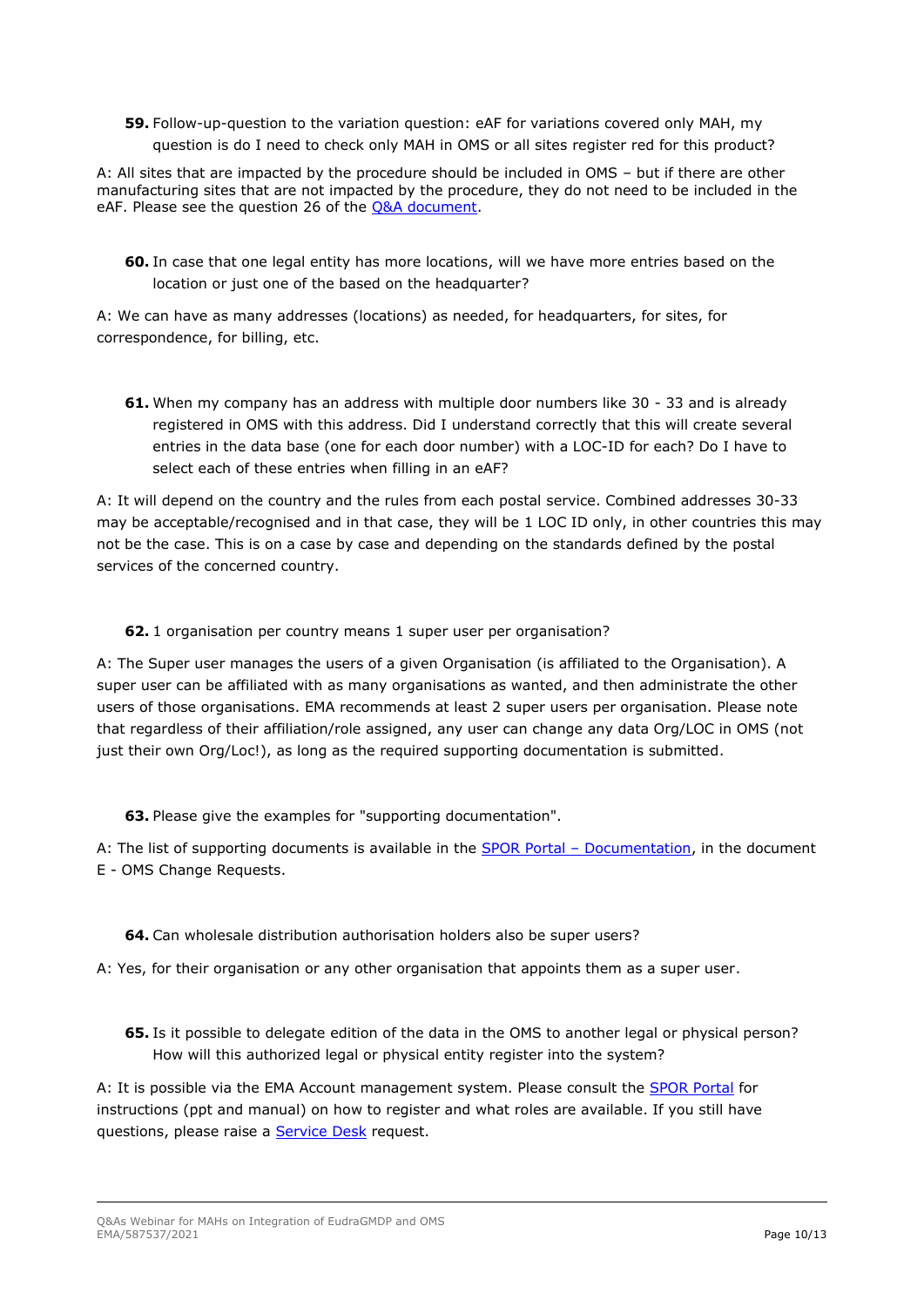**59.** Follow-up-question to the variation question: eAF for variations covered only MAH, my question is do I need to check only MAH in OMS or all sites register red for this product?

A: All sites that are impacted by the procedure should be included in OMS – but if there are other manufacturing sites that are not impacted by the procedure, they do not need to be included in the eAF. Please see the question 26 of the Q&A document.

**60.** In case that one legal entity has more locations, will we have more entries based on the location or just one of the based on the headquarter?

A: We can have as many addresses (locations) as needed, for headquarters, for sites, for correspondence, for billing, etc.

**61.** When my company has an address with multiple door numbers like 30 - 33 and is already registered in OMS with this address. Did I understand correctly that this will create several entries in the data base (one for each door number) with a LOC-ID for each? Do I have to select each of these entries when filling in an eAF?

A: It will depend on the country and the rules from each postal service. Combined addresses 30-33 may be acceptable/recognised and in that case, they will be 1 LOC ID only, in other countries this may not be the case. This is on a case by case and depending on the standards defined by the postal services of the concerned country.

**62.** 1 organisation per country means 1 super user per organisation?

A: The Super user manages the users of a given Organisation (is affiliated to the Organisation). A super user can be affiliated with as many organisations as wanted, and then administrate the other users of those organisations. EMA recommends at least 2 super users per organisation. Please note that regardless of their affiliation/role assigned, any user can change any data Org/LOC in OMS (not just their own Org/Loc!), as long as the required supporting documentation is submitted.

**63.** Please give the examples for "supporting documentation".

A: The list of supporting documents is available in the SPOR Portal – Documentation, in the document E - OMS Change Requests.

**64.** Can wholesale distribution authorisation holders also be super users?

A: Yes, for their organisation or any other organisation that appoints them as a super user.

**65.** Is it possible to delegate edition of the data in the OMS to another legal or physical person? How will this authorized legal or physical entity register into the system?

A: It is possible via the EMA Account management system. Please consult the SPOR Portal for instructions (ppt and manual) on how to register and what roles are available. If you still have questions, please raise a Service Desk request.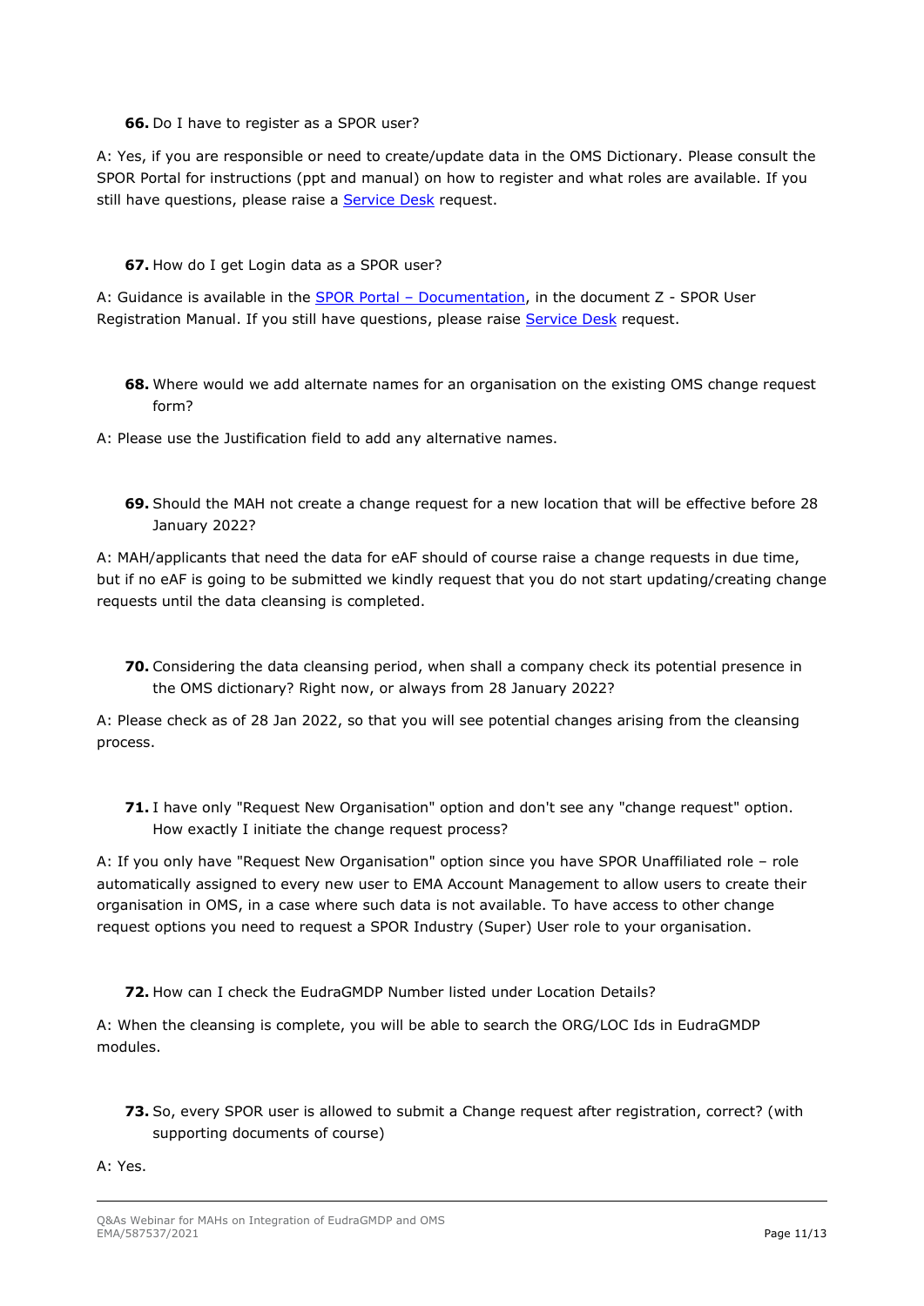**66.** Do I have to register as a SPOR user?

A: Yes, if you are responsible or need to create/update data in the OMS Dictionary. Please consult the SPOR Portal for instructions (ppt and manual) on how to register and what roles are available. If you still have questions, please raise a Service Desk request.

**67.** How do I get Login data as a SPOR user?

A: Guidance is available in the SPOR Portal – Documentation, in the document Z - SPOR User Registration Manual. If you still have questions, please raise Service Desk request.

**68.** Where would we add alternate names for an organisation on the existing OMS change request form?

A: Please use the Justification field to add any alternative names.

**69.** Should the MAH not create a change request for a new location that will be effective before 28 January 2022?

A: MAH/applicants that need the data for eAF should of course raise a change requests in due time, but if no eAF is going to be submitted we kindly request that you do not start updating/creating change requests until the data cleansing is completed.

**70.** Considering the data cleansing period, when shall a company check its potential presence in the OMS dictionary? Right now, or always from 28 January 2022?

A: Please check as of 28 Jan 2022, so that you will see potential changes arising from the cleansing process.

**71.** I have only "Request New Organisation" option and don't see any "change request" option. How exactly I initiate the change request process?

A: If you only have "Request New Organisation" option since you have SPOR Unaffiliated role – role automatically assigned to every new user to EMA Account Management to allow users to create their organisation in OMS, in a case where such data is not available. To have access to other change request options you need to request a SPOR Industry (Super) User role to your organisation.

**72.** How can I check the EudraGMDP Number listed under Location Details?

A: When the cleansing is complete, you will be able to search the ORG/LOC Ids in EudraGMDP modules.

**73.** So, every SPOR user is allowed to submit a Change request after registration, correct? (with supporting documents of course)

A: Yes.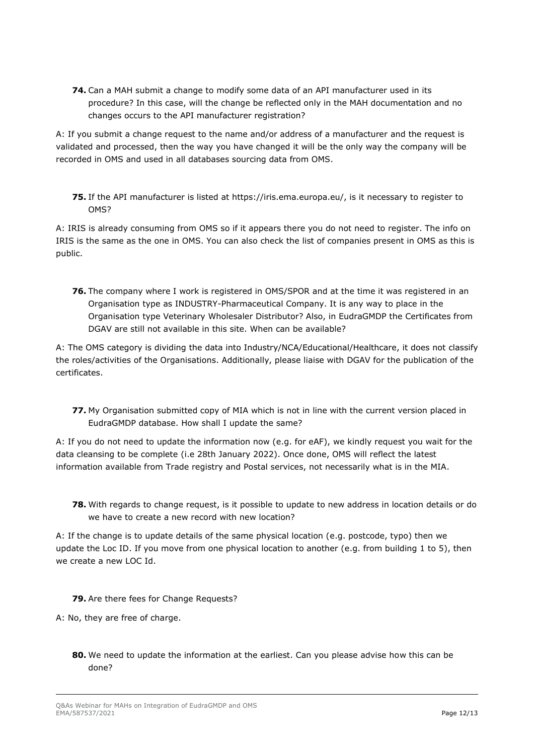**74.** Can a MAH submit a change to modify some data of an API manufacturer used in its procedure? In this case, will the change be reflected only in the MAH documentation and no changes occurs to the API manufacturer registration?

A: If you submit a change request to the name and/or address of a manufacturer and the request is validated and processed, then the way you have changed it will be the only way the company will be recorded in OMS and used in all databases sourcing data from OMS.

**75.** If the API manufacturer is listed at https://iris.ema.europa.eu/, is it necessary to register to OMS?

A: IRIS is already consuming from OMS so if it appears there you do not need to register. The info on IRIS is the same as the one in OMS. You can also check the list of companies present in OMS as this is public.

**76.** The company where I work is registered in OMS/SPOR and at the time it was registered in an Organisation type as INDUSTRY-Pharmaceutical Company. It is any way to place in the Organisation type Veterinary Wholesaler Distributor? Also, in EudraGMDP the Certificates from DGAV are still not available in this site. When can be available?

A: The OMS category is dividing the data into Industry/NCA/Educational/Healthcare, it does not classify the roles/activities of the Organisations. Additionally, please liaise with DGAV for the publication of the certificates.

**77.** My Organisation submitted copy of MIA which is not in line with the current version placed in EudraGMDP database. How shall I update the same?

A: If you do not need to update the information now (e.g. for eAF), we kindly request you wait for the data cleansing to be complete (i.e 28th January 2022). Once done, OMS will reflect the latest information available from Trade registry and Postal services, not necessarily what is in the MIA.

**78.** With regards to change request, is it possible to update to new address in location details or do we have to create a new record with new location?

A: If the change is to update details of the same physical location (e.g. postcode, typo) then we update the Loc ID. If you move from one physical location to another (e.g. from building 1 to 5), then we create a new LOC Id.

**79.** Are there fees for Change Requests?

A: No, they are free of charge.

**80.** We need to update the information at the earliest. Can you please advise how this can be done?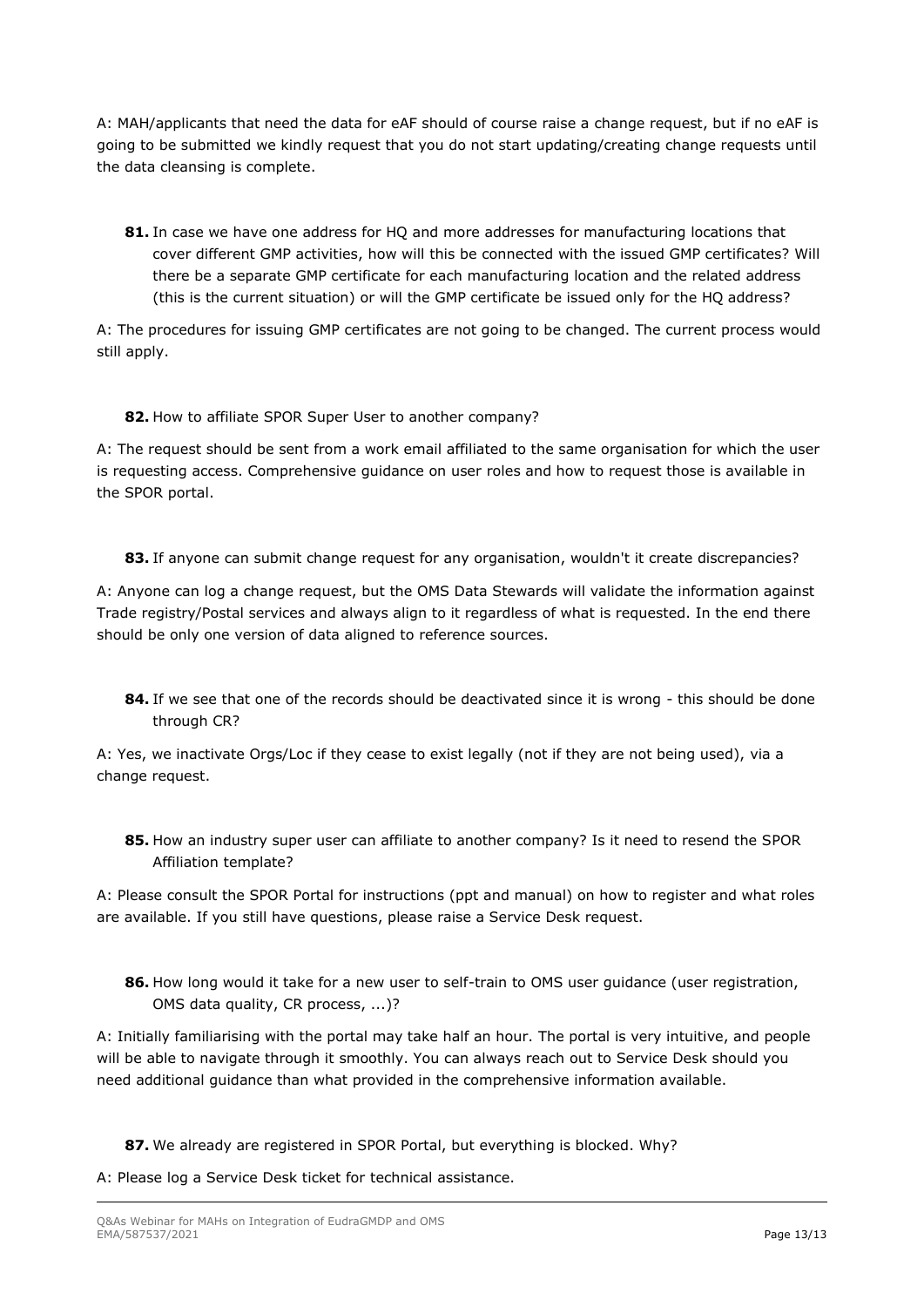A: MAH/applicants that need the data for eAF should of course raise a change request, but if no eAF is going to be submitted we kindly request that you do not start updating/creating change requests until the data cleansing is complete.

**81.** In case we have one address for HQ and more addresses for manufacturing locations that cover different GMP activities, how will this be connected with the issued GMP certificates? Will there be a separate GMP certificate for each manufacturing location and the related address (this is the current situation) or will the GMP certificate be issued only for the HQ address?

A: The procedures for issuing GMP certificates are not going to be changed. The current process would still apply.

**82.** How to affiliate SPOR Super User to another company?

A: The request should be sent from a work email affiliated to the same organisation for which the user is requesting access. Comprehensive guidance on user roles and how to request those is available in the SPOR portal.

**83.** If anyone can submit change request for any organisation, wouldn't it create discrepancies?

A: Anyone can log a change request, but the OMS Data Stewards will validate the information against Trade registry/Postal services and always align to it regardless of what is requested. In the end there should be only one version of data aligned to reference sources.

**84.** If we see that one of the records should be deactivated since it is wrong - this should be done through CR?

A: Yes, we inactivate Orgs/Loc if they cease to exist legally (not if they are not being used), via a change request.

**85.** How an industry super user can affiliate to another company? Is it need to resend the SPOR Affiliation template?

A: Please consult the SPOR Portal for instructions (ppt and manual) on how to register and what roles are available. If you still have questions, please raise a Service Desk request.

**86.** How long would it take for a new user to self-train to OMS user guidance (user registration, OMS data quality, CR process, ...)?

A: Initially familiarising with the portal may take half an hour. The portal is very intuitive, and people will be able to navigate through it smoothly. You can always reach out to Service Desk should you need additional guidance than what provided in the comprehensive information available.

**87.** We already are registered in SPOR Portal, but everything is blocked. Why?

A: Please log a Service Desk ticket for technical assistance.